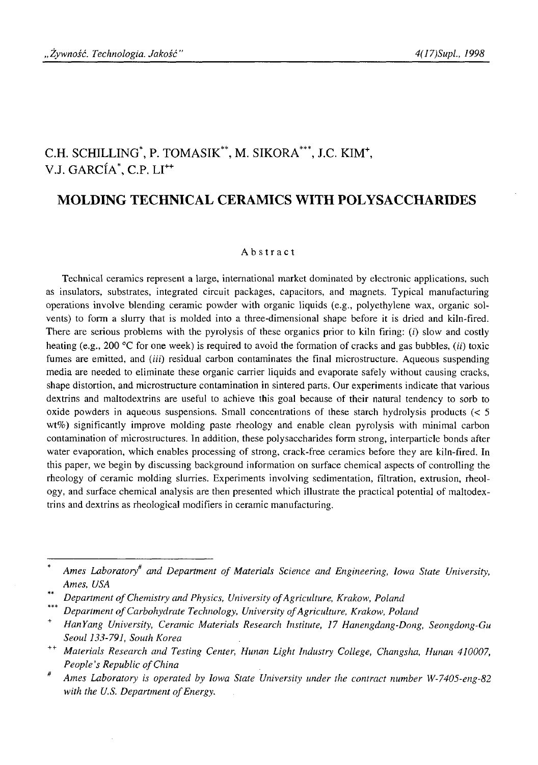C.H. SCHILLING[*], P. TOMASIK[**], M. SIKORA[***], J.C. KIM[+], V.J. GARCÍA[*], C.P. LI[++]

# MOLDING TECHNICAL CERAMICS WITH POLYSACCHARIDES

## Abstract

Technical ceramics represent a large, international market dominated by electronic applications, such as insulators, substrates, integrated circuit packages, capacitors, and magnets. Typical manufacturing operations involve blending ceramic powder with organic liquids (e.g., polyethylene wax, organic solvents) to form a slurry that is molded into a three-dimensional shape before it is dried and kiln-fired. There are serious problems with the pyrolysis of these organics prior to kiln firing: (*i*) slow and costly heating (e.g., 200 °C for one week) is required to avoid the formation of cracks and gas bubbles, (*ii*) toxic fumes are emitted, and (*iii*) residual carbon contaminates the final microstructure. Aqueous suspending media are needed to eliminate these organic carrier liquids and evaporate safely without causing cracks, shape distortion, and microstructure contamination in sintered parts. Our experiments indicate that various dextrins and maltodextrins are useful to achieve this goal because of their natural tendency to sorb to oxide powders in aqueous suspensions. Small concentrations of these starch hydrolysis products (< 5 wt%) significantly improve molding paste rheology and enable clean pyrolysis with minimal carbon contamination of microstructures. In addition, these polysaccharides form strong, interparticle bonds after water evaporation, which enables processing of strong, crack-free ceramics before they are kiln-fired. In this paper, we begin by discussing background information on surface chemical aspects of controlling the rheology of ceramic molding slurries. Experiments involving sedimentation, filtration, extrusion, rheology, and surface chemical analysis are then presented which illustrate the practical potential of maltodextrins and dextrins as rheological modifiers in ceramic manufacturing.

---

[*] *Ames Laboratory[#] and Department of Materials Science and Engineering, Iowa State University, Ames, USA*

[**] *Department of Chemistry and Physics, University of Agriculture, Krakow, Poland*

[***] *Department of Carbohydrate Technology, University of Agriculture, Krakow, Poland*

[+] *HanYang University, Ceramic Materials Research Institute, 17 Hanengdang-Dong, Seongdong-Gu Seoul 133-791, South Korea*

[++] *Materials Research and Testing Center, Hunan Light Industry College, Changsha, Hunan 410007, People's Republic of China*

[#] *Ames Laboratory is operated by Iowa State University under the contract number W-7405-eng-82 with the U.S. Department of Energy.*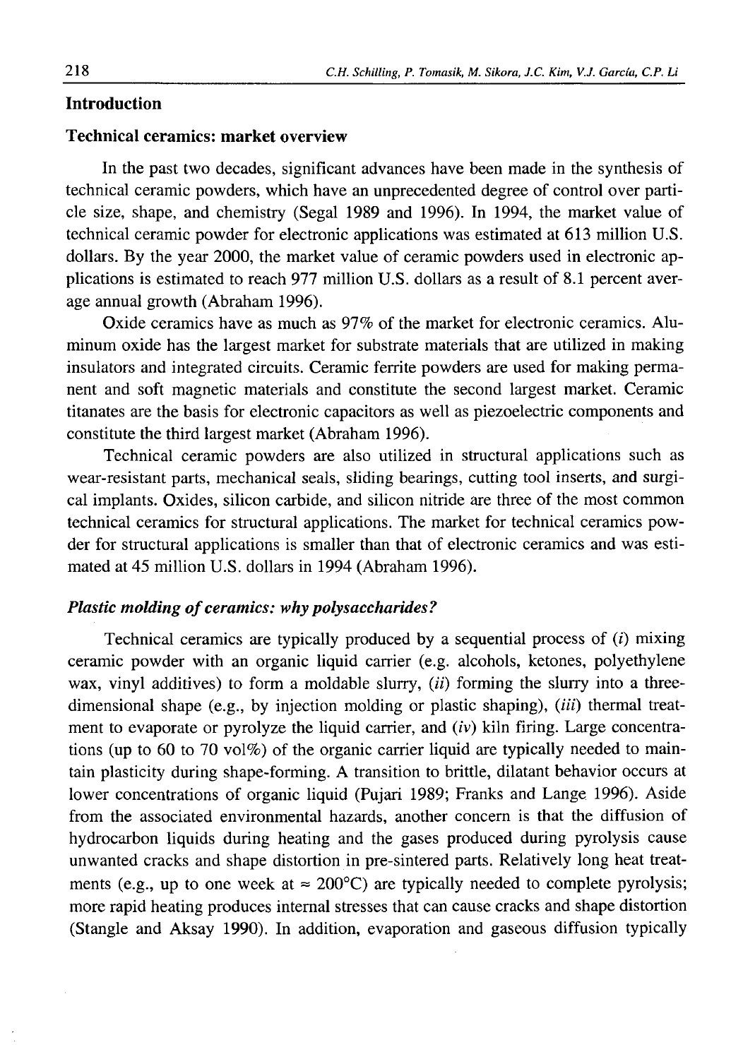## Introduction

### Technical ceramics: market overview

In the past two decades, significant advances have been made in the synthesis of technical ceramic powders, which have an unprecedented degree of control over particle size, shape, and chemistry (Segal 1989 and 1996). In 1994, the market value of technical ceramic powder for electronic applications was estimated at 613 million U.S. dollars. By the year 2000, the market value of ceramic powders used in electronic applications is estimated to reach 977 million U.S. dollars as a result of 8.1 percent average annual growth (Abraham 1996).

Oxide ceramics have as much as 97% of the market for electronic ceramics. Aluminum oxide has the largest market for substrate materials that are utilized in making insulators and integrated circuits. Ceramic ferrite powders are used for making permanent and soft magnetic materials and constitute the second largest market. Ceramic titanates are the basis for electronic capacitors as well as piezoelectric components and constitute the third largest market (Abraham 1996).

Technical ceramic powders are also utilized in structural applications such as wear-resistant parts, mechanical seals, sliding bearings, cutting tool inserts, and surgical implants. Oxides, silicon carbide, and silicon nitride are three of the most common technical ceramics for structural applications. The market for technical ceramics powder for structural applications is smaller than that of electronic ceramics and was estimated at 45 million U.S. dollars in 1994 (Abraham 1996).

### *Plastic molding of ceramics: why polysaccharides?*

Technical ceramics are typically produced by a sequential process of (*i*) mixing ceramic powder with an organic liquid carrier (e.g. alcohols, ketones, polyethylene wax, vinyl additives) to form a moldable slurry, (*ii*) forming the slurry into a three-dimensional shape (e.g., by injection molding or plastic shaping), (*iii*) thermal treatment to evaporate or pyrolyze the liquid carrier, and (*iv*) kiln firing. Large concentrations (up to 60 to 70 vol%) of the organic carrier liquid are typically needed to maintain plasticity during shape-forming. A transition to brittle, dilatant behavior occurs at lower concentrations of organic liquid (Pujari 1989; Franks and Lange 1996). Aside from the associated environmental hazards, another concern is that the diffusion of hydrocarbon liquids during heating and the gases produced during pyrolysis cause unwanted cracks and shape distortion in pre-sintered parts. Relatively long heat treatments (e.g., up to one week at ≈ 200°C) are typically needed to complete pyrolysis; more rapid heating produces internal stresses that can cause cracks and shape distortion (Stangle and Aksay 1990). In addition, evaporation and gaseous diffusion typically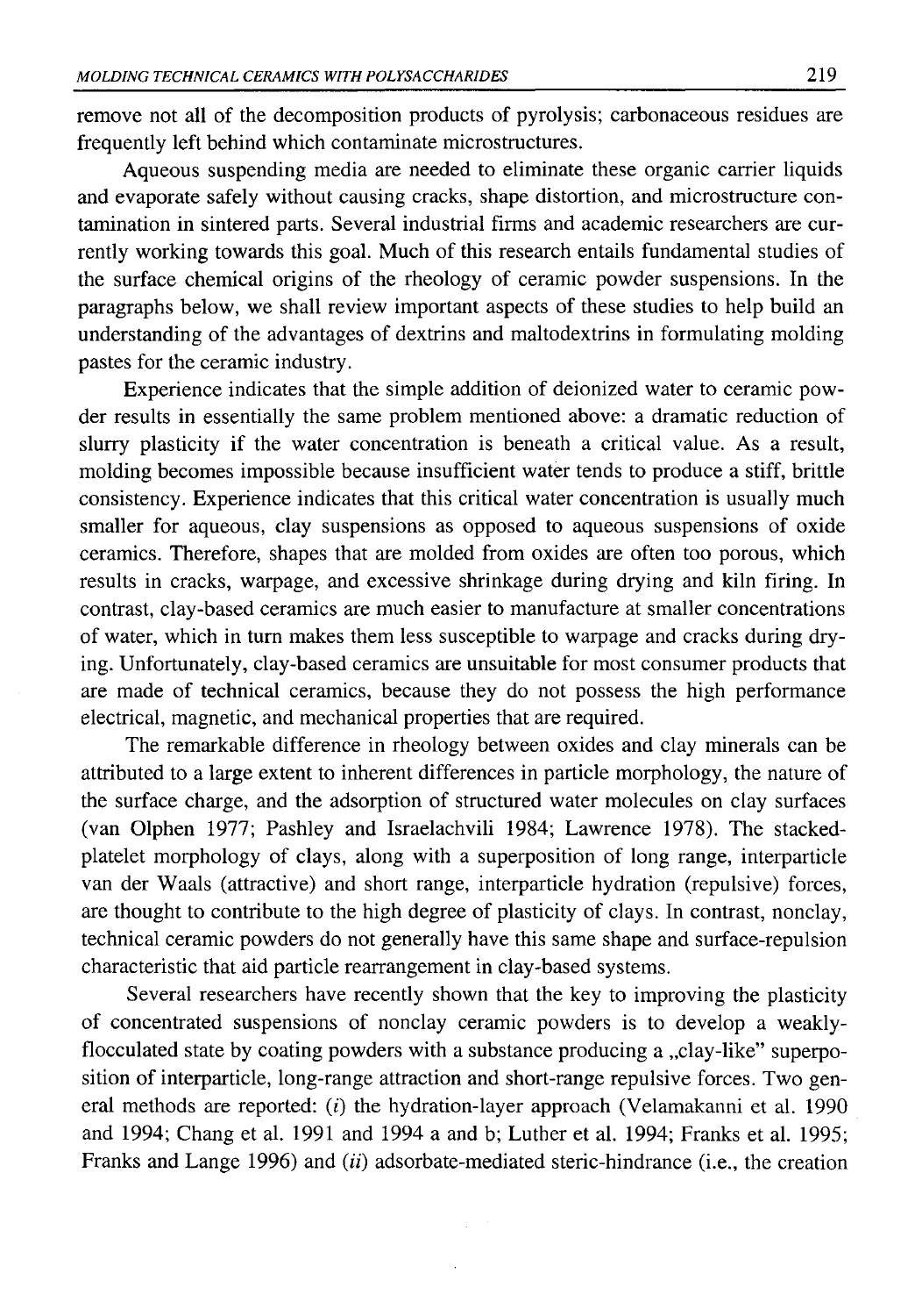remove not all of the decomposition products of pyrolysis; carbonaceous residues are frequently left behind which contaminate microstructures.

Aqueous suspending media are needed to eliminate these organic carrier liquids and evaporate safely without causing cracks, shape distortion, and microstructure contamination in sintered parts. Several industrial firms and academic researchers are currently working towards this goal. Much of this research entails fundamental studies of the surface chemical origins of the rheology of ceramic powder suspensions. In the paragraphs below, we shall review important aspects of these studies to help build an understanding of the advantages of dextrins and maltodextrins in formulating molding pastes for the ceramic industry.

Experience indicates that the simple addition of deionized water to ceramic powder results in essentially the same problem mentioned above: a dramatic reduction of slurry plasticity if the water concentration is beneath a critical value. As a result, molding becomes impossible because insufficient water tends to produce a stiff, brittle consistency. Experience indicates that this critical water concentration is usually much smaller for aqueous, clay suspensions as opposed to aqueous suspensions of oxide ceramics. Therefore, shapes that are molded from oxides are often too porous, which results in cracks, warpage, and excessive shrinkage during drying and kiln firing. In contrast, clay-based ceramics are much easier to manufacture at smaller concentrations of water, which in turn makes them less susceptible to warpage and cracks during drying. Unfortunately, clay-based ceramics are unsuitable for most consumer products that are made of technical ceramics, because they do not possess the high performance electrical, magnetic, and mechanical properties that are required.

The remarkable difference in rheology between oxides and clay minerals can be attributed to a large extent to inherent differences in particle morphology, the nature of the surface charge, and the adsorption of structured water molecules on clay surfaces (van Olphen 1977; Pashley and Israelachvili 1984; Lawrence 1978). The stacked-platelet morphology of clays, along with a superposition of long range, interparticle van der Waals (attractive) and short range, interparticle hydration (repulsive) forces, are thought to contribute to the high degree of plasticity of clays. In contrast, nonclay, technical ceramic powders do not generally have this same shape and surface-repulsion characteristic that aid particle rearrangement in clay-based systems.

Several researchers have recently shown that the key to improving the plasticity of concentrated suspensions of nonclay ceramic powders is to develop a weakly-flocculated state by coating powders with a substance producing a „clay-like" superposition of interparticle, long-range attraction and short-range repulsive forces. Two general methods are reported: (*i*) the hydration-layer approach (Velamakanni et al. 1990 and 1994; Chang et al. 1991 and 1994 a and b; Luther et al. 1994; Franks et al. 1995; Franks and Lange 1996) and (*ii*) adsorbate-mediated steric-hindrance (i.e., the creation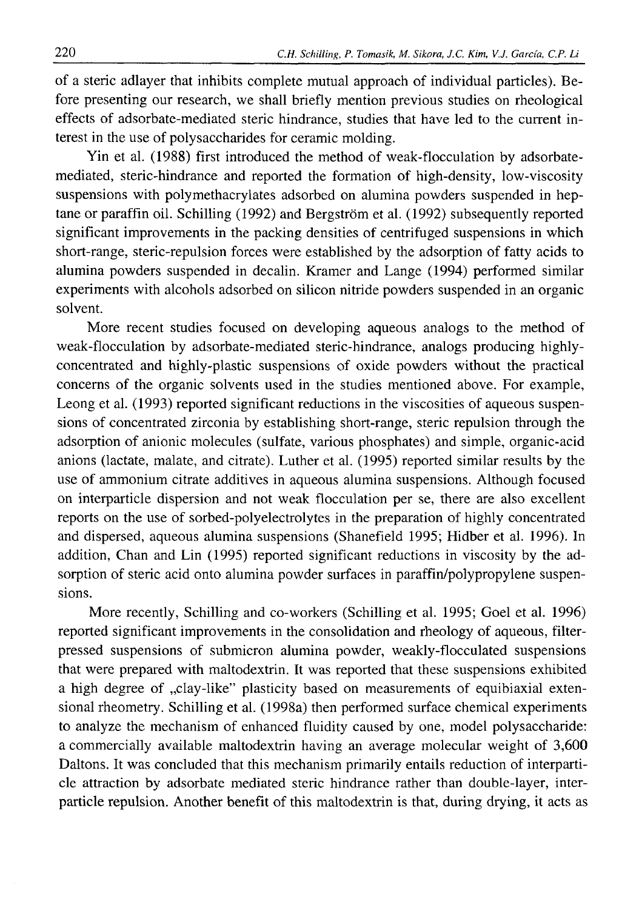of a steric adlayer that inhibits complete mutual approach of individual particles). Before presenting our research, we shall briefly mention previous studies on rheological effects of adsorbate-mediated steric hindrance, studies that have led to the current interest in the use of polysaccharides for ceramic molding.

Yin et al. (1988) first introduced the method of weak-flocculation by adsorbate-mediated, steric-hindrance and reported the formation of high-density, low-viscosity suspensions with polymethacrylates adsorbed on alumina powders suspended in heptane or paraffin oil. Schilling (1992) and Bergström et al. (1992) subsequently reported significant improvements in the packing densities of centrifuged suspensions in which short-range, steric-repulsion forces were established by the adsorption of fatty acids to alumina powders suspended in decalin. Kramer and Lange (1994) performed similar experiments with alcohols adsorbed on silicon nitride powders suspended in an organic solvent.

More recent studies focused on developing aqueous analogs to the method of weak-flocculation by adsorbate-mediated steric-hindrance, analogs producing highly-concentrated and highly-plastic suspensions of oxide powders without the practical concerns of the organic solvents used in the studies mentioned above. For example, Leong et al. (1993) reported significant reductions in the viscosities of aqueous suspensions of concentrated zirconia by establishing short-range, steric repulsion through the adsorption of anionic molecules (sulfate, various phosphates) and simple, organic-acid anions (lactate, malate, and citrate). Luther et al. (1995) reported similar results by the use of ammonium citrate additives in aqueous alumina suspensions. Although focused on interparticle dispersion and not weak flocculation per se, there are also excellent reports on the use of sorbed-polyelectrolytes in the preparation of highly concentrated and dispersed, aqueous alumina suspensions (Shanefield 1995; Hidber et al. 1996). In addition, Chan and Lin (1995) reported significant reductions in viscosity by the adsorption of steric acid onto alumina powder surfaces in paraffin/polypropylene suspensions.

More recently, Schilling and co-workers (Schilling et al. 1995; Goel et al. 1996) reported significant improvements in the consolidation and rheology of aqueous, filter-pressed suspensions of submicron alumina powder, weakly-flocculated suspensions that were prepared with maltodextrin. It was reported that these suspensions exhibited a high degree of „clay-like" plasticity based on measurements of equibiaxial extensional rheometry. Schilling et al. (1998a) then performed surface chemical experiments to analyze the mechanism of enhanced fluidity caused by one, model polysaccharide: a commercially available maltodextrin having an average molecular weight of 3,600 Daltons. It was concluded that this mechanism primarily entails reduction of interparticle attraction by adsorbate mediated steric hindrance rather than double-layer, interparticle repulsion. Another benefit of this maltodextrin is that, during drying, it acts as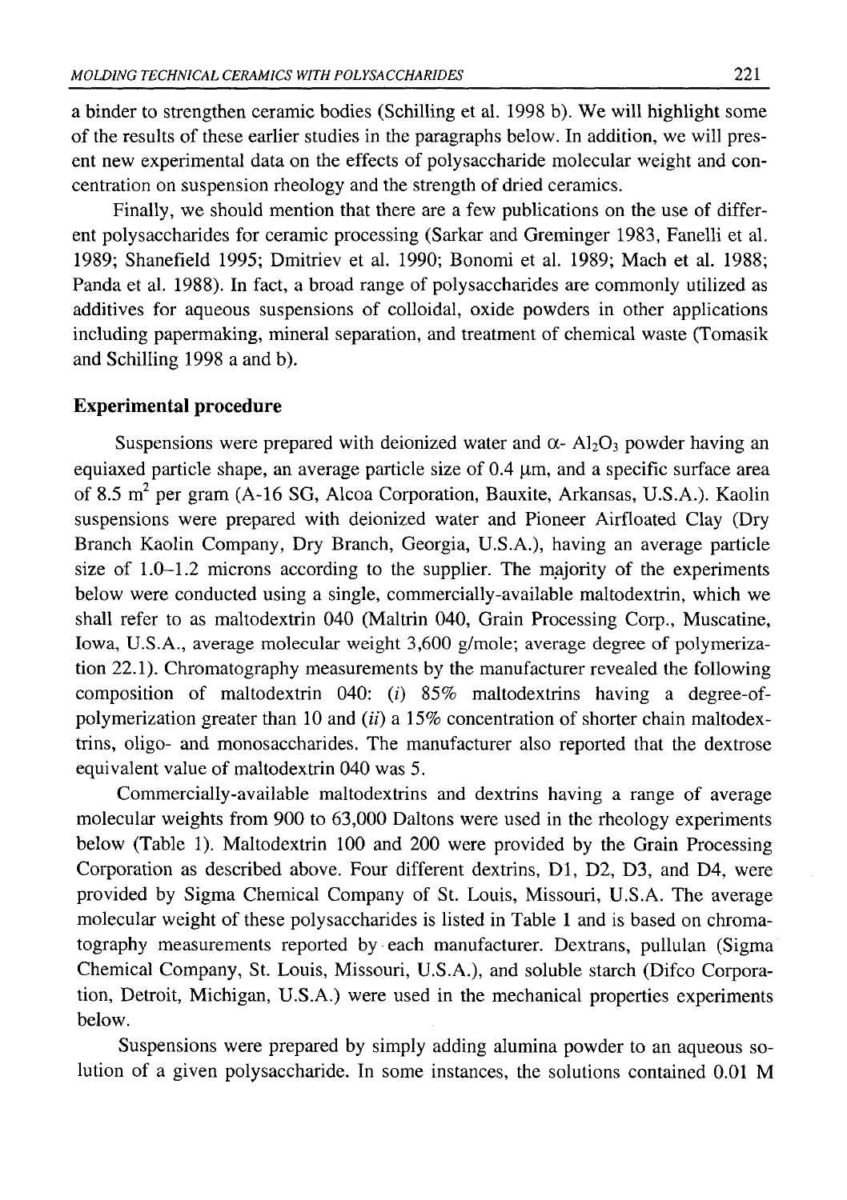a binder to strengthen ceramic bodies (Schilling et al. 1998 b). We will highlight some of the results of these earlier studies in the paragraphs below. In addition, we will present new experimental data on the effects of polysaccharide molecular weight and concentration on suspension rheology and the strength of dried ceramics.

Finally, we should mention that there are a few publications on the use of different polysaccharides for ceramic processing (Sarkar and Greminger 1983, Fanelli et al. 1989; Shanefield 1995; Dmitriev et al. 1990; Bonomi et al. 1989; Mach et al. 1988; Panda et al. 1988). In fact, a broad range of polysaccharides are commonly utilized as additives for aqueous suspensions of colloidal, oxide powders in other applications including papermaking, mineral separation, and treatment of chemical waste (Tomasik and Schilling 1998 a and b).

## Experimental procedure

Suspensions were prepared with deionized water and $\alpha$- $Al_2O_3$ powder having an equiaxed particle shape, an average particle size of 0.4 μm, and a specific surface area of 8.5 $m^2$ per gram (A-16 SG, Alcoa Corporation, Bauxite, Arkansas, U.S.A.). Kaolin suspensions were prepared with deionized water and Pioneer Airfloated Clay (Dry Branch Kaolin Company, Dry Branch, Georgia, U.S.A.), having an average particle size of 1.0–1.2 microns according to the supplier. The majority of the experiments below were conducted using a single, commercially-available maltodextrin, which we shall refer to as maltodextrin 040 (Maltrin 040, Grain Processing Corp., Muscatine, Iowa, U.S.A., average molecular weight 3,600 g/mole; average degree of polymerization 22.1). Chromatography measurements by the manufacturer revealed the following composition of maltodextrin 040: (*i*) 85% maltodextrins having a degree-of-polymerization greater than 10 and (*ii*) a 15% concentration of shorter chain maltodextrins, oligo- and monosaccharides. The manufacturer also reported that the dextrose equivalent value of maltodextrin 040 was 5.

Commercially-available maltodextrins and dextrins having a range of average molecular weights from 900 to 63,000 Daltons were used in the rheology experiments below (Table 1). Maltodextrin 100 and 200 were provided by the Grain Processing Corporation as described above. Four different dextrins, D1, D2, D3, and D4, were provided by Sigma Chemical Company of St. Louis, Missouri, U.S.A. The average molecular weight of these polysaccharides is listed in Table 1 and is based on chromatography measurements reported by each manufacturer. Dextrans, pullulan (Sigma Chemical Company, St. Louis, Missouri, U.S.A.), and soluble starch (Difco Corporation, Detroit, Michigan, U.S.A.) were used in the mechanical properties experiments below.

Suspensions were prepared by simply adding alumina powder to an aqueous solution of a given polysaccharide. In some instances, the solutions contained 0.01 M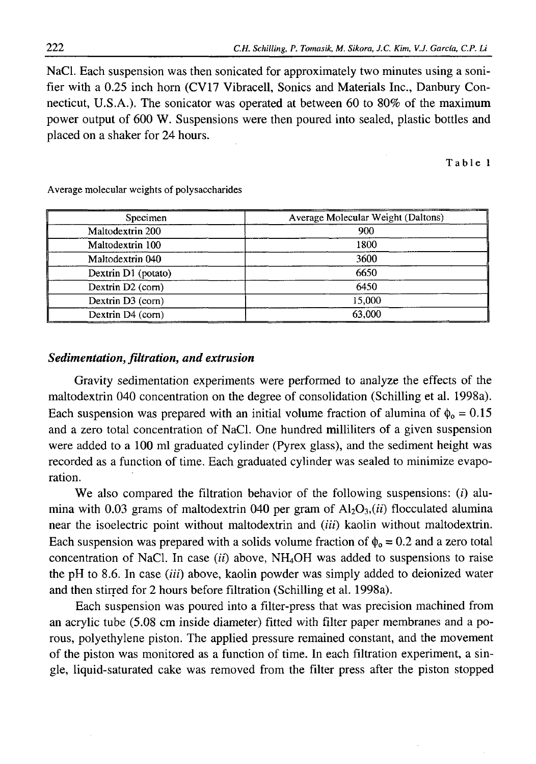NaCl. Each suspension was then sonicated for approximately two minutes using a sonifier with a 0.25 inch horn (CV17 Vibracell, Sonics and Materials Inc., Danbury Connecticut, U.S.A.). The sonicator was operated at between 60 to 80% of the maximum power output of 600 W. Suspensions were then poured into sealed, plastic bottles and placed on a shaker for 24 hours.

Table 1

Average molecular weights of polysaccharides

| Specimen | Average Molecular Weight (Daltons) |
|---|---|
| Maltodextrin 200 | 900 |
| Maltodextrin 100 | 1800 |
| Maltodextrin 040 | 3600 |
| Dextrin D1 (potato) | 6650 |
| Dextrin D2 (corn) | 6450 |
| Dextrin D3 (corn) | 15,000 |
| Dextrin D4 (corn) | 63,000 |

### *Sedimentation, filtration, and extrusion*

Gravity sedimentation experiments were performed to analyze the effects of the maltodextrin 040 concentration on the degree of consolidation (Schilling et al. 1998a). Each suspension was prepared with an initial volume fraction of alumina of $\phi_o = 0.15$ and a zero total concentration of NaCl. One hundred milliliters of a given suspension were added to a 100 ml graduated cylinder (Pyrex glass), and the sediment height was recorded as a function of time. Each graduated cylinder was sealed to minimize evaporation.

We also compared the filtration behavior of the following suspensions: (*i*) alumina with 0.03 grams of maltodextrin 040 per gram of $Al_2O_3$,(*ii*) flocculated alumina near the isoelectric point without maltodextrin and (*iii*) kaolin without maltodextrin. Each suspension was prepared with a solids volume fraction of $\phi_o = 0.2$ and a zero total concentration of NaCl. In case (*ii*) above, $NH_4OH$ was added to suspensions to raise the pH to 8.6. In case (*iii*) above, kaolin powder was simply added to deionized water and then stirred for 2 hours before filtration (Schilling et al. 1998a).

Each suspension was poured into a filter-press that was precision machined from an acrylic tube (5.08 cm inside diameter) fitted with filter paper membranes and a porous, polyethylene piston. The applied pressure remained constant, and the movement of the piston was monitored as a function of time. In each filtration experiment, a single, liquid-saturated cake was removed from the filter press after the piston stopped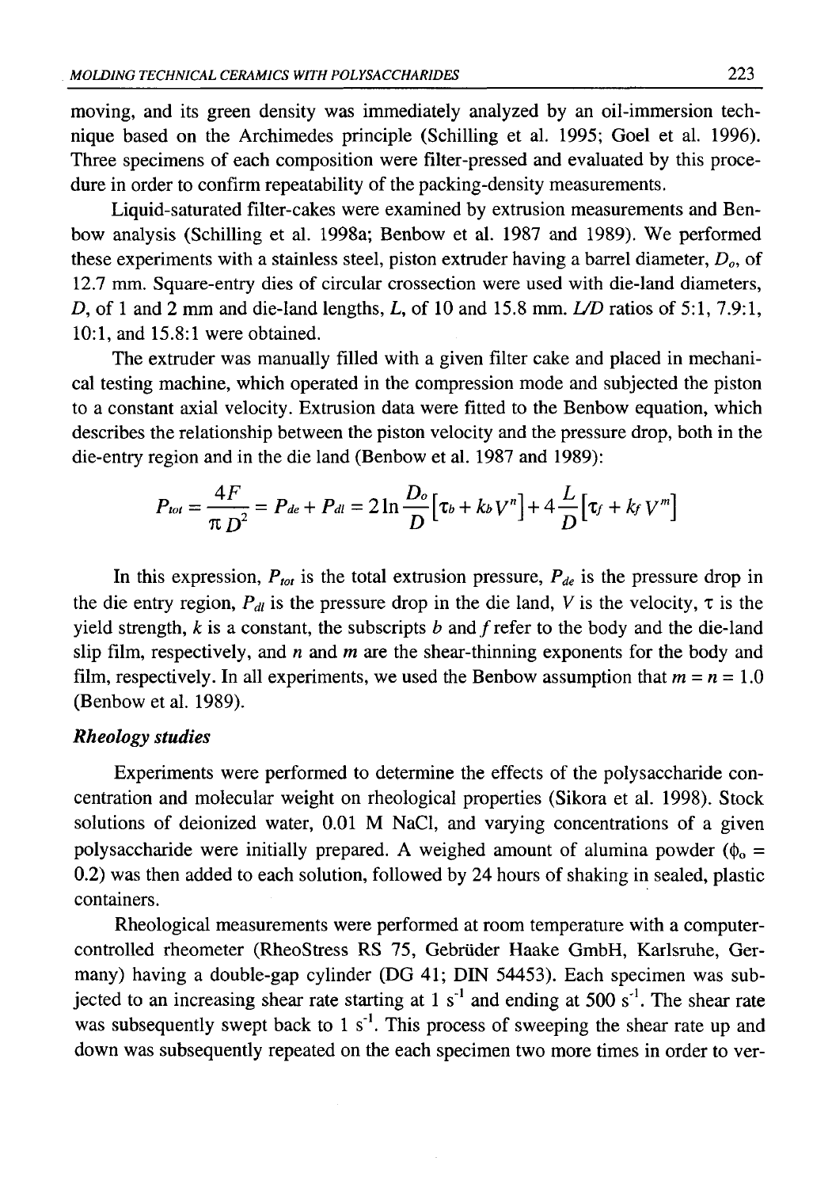moving, and its green density was immediately analyzed by an oil-immersion technique based on the Archimedes principle (Schilling et al. 1995; Goel et al. 1996). Three specimens of each composition were filter-pressed and evaluated by this procedure in order to confirm repeatability of the packing-density measurements.

Liquid-saturated filter-cakes were examined by extrusion measurements and Benbow analysis (Schilling et al. 1998a; Benbow et al. 1987 and 1989). We performed these experiments with a stainless steel, piston extruder having a barrel diameter, $D_o$, of 12.7 mm. Square-entry dies of circular crossection were used with die-land diameters, $D$, of 1 and 2 mm and die-land lengths, $L$, of 10 and 15.8 mm. $L/D$ ratios of 5:1, 7.9:1, 10:1, and 15.8:1 were obtained.

The extruder was manually filled with a given filter cake and placed in mechanical testing machine, which operated in the compression mode and subjected the piston to a constant axial velocity. Extrusion data were fitted to the Benbow equation, which describes the relationship between the piston velocity and the pressure drop, both in the die-entry region and in the die land (Benbow et al. 1987 and 1989):

$$P_{tot} = \frac{4F}{\pi D^2} = P_{de} + P_{dl} = 2\ln\frac{D_o}{D}\left[\tau_b + k_b V^n\right] + 4\frac{L}{D}\left[\tau_f + k_f V^m\right]$$

In this expression, $P_{tot}$ is the total extrusion pressure, $P_{de}$ is the pressure drop in the die entry region, $P_{dl}$ is the pressure drop in the die land, $V$ is the velocity, $\tau$ is the yield strength, $k$ is a constant, the subscripts $b$ and $f$ refer to the body and the die-land slip film, respectively, and $n$ and $m$ are the shear-thinning exponents for the body and film, respectively. In all experiments, we used the Benbow assumption that $m = n = 1.0$ (Benbow et al. 1989).

### *Rheology studies*

Experiments were performed to determine the effects of the polysaccharide concentration and molecular weight on rheological properties (Sikora et al. 1998). Stock solutions of deionized water, 0.01 M NaCl, and varying concentrations of a given polysaccharide were initially prepared. A weighed amount of alumina powder ($\phi_o$ = 0.2) was then added to each solution, followed by 24 hours of shaking in sealed, plastic containers.

Rheological measurements were performed at room temperature with a computer-controlled rheometer (RheoStress RS 75, Gebrüder Haake GmbH, Karlsruhe, Germany) having a double-gap cylinder (DG 41; DIN 54453). Each specimen was subjected to an increasing shear rate starting at 1 $s^{-1}$ and ending at 500 $s^{-1}$. The shear rate was subsequently swept back to 1 $s^{-1}$. This process of sweeping the shear rate up and down was subsequently repeated on the each specimen two more times in order to ver-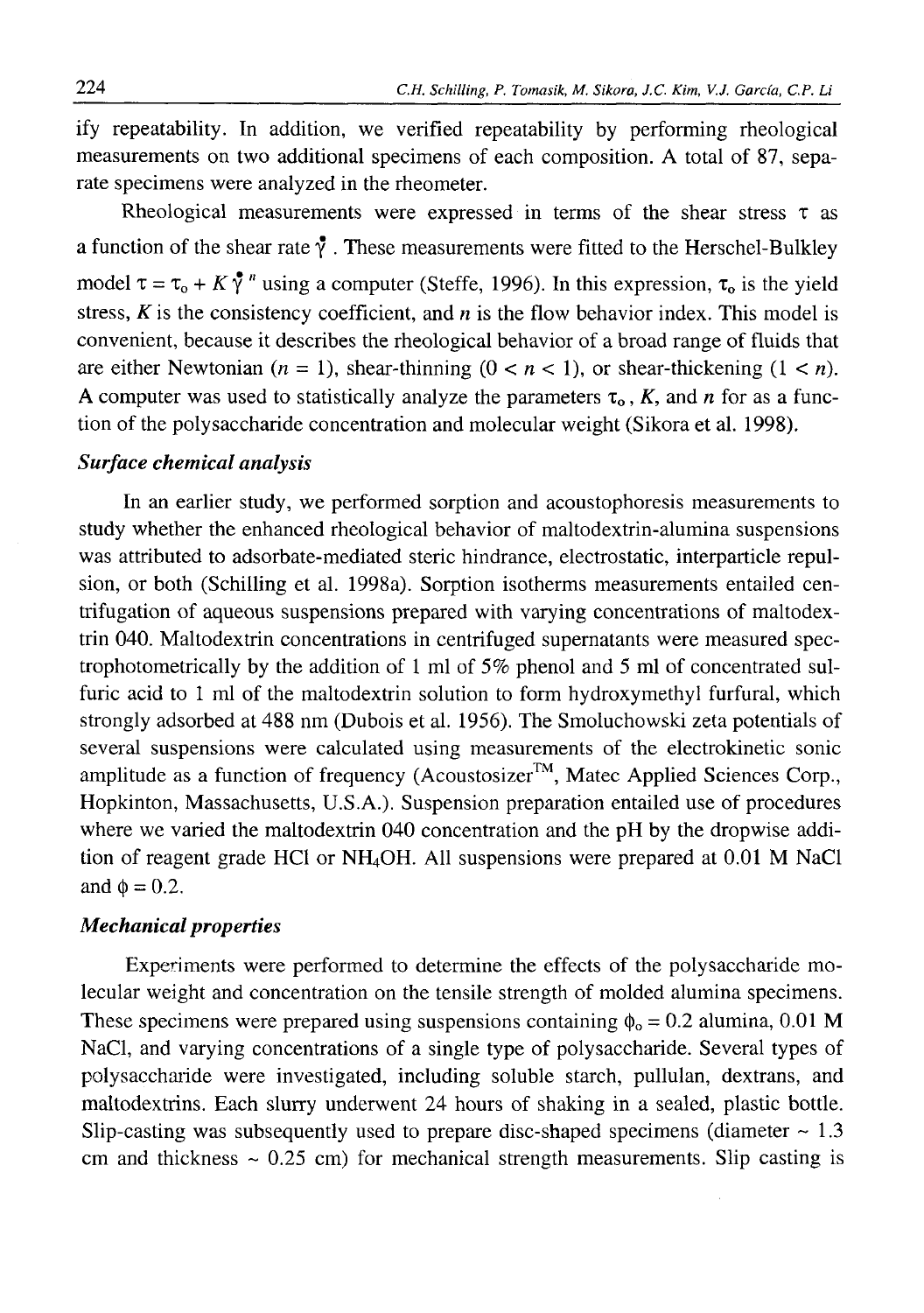ify repeatability. In addition, we verified repeatability by performing rheological measurements on two additional specimens of each composition. A total of 87, separate specimens were analyzed in the rheometer.

Rheological measurements were expressed in terms of the shear stress $\tau$ as a function of the shear rate $\dot{\gamma}$. These measurements were fitted to the Herschel-Bulkley model $\tau = \tau_o + K \dot{\gamma}^n$ using a computer (Steffe, 1996). In this expression, $\tau_o$ is the yield stress, $K$ is the consistency coefficient, and $n$ is the flow behavior index. This model is convenient, because it describes the rheological behavior of a broad range of fluids that are either Newtonian ($n = 1$), shear-thinning ($0 < n < 1$), or shear-thickening ($1 < n$). A computer was used to statistically analyze the parameters $\tau_o$, $K$, and $n$ for as a function of the polysaccharide concentration and molecular weight (Sikora et al. 1998).

### *Surface chemical analysis*

In an earlier study, we performed sorption and acoustophoresis measurements to study whether the enhanced rheological behavior of maltodextrin-alumina suspensions was attributed to adsorbate-mediated steric hindrance, electrostatic, interparticle repulsion, or both (Schilling et al. 1998a). Sorption isotherms measurements entailed centrifugation of aqueous suspensions prepared with varying concentrations of maltodextrin 040. Maltodextrin concentrations in centrifuged supernatants were measured spectrophotometrically by the addition of 1 ml of 5% phenol and 5 ml of concentrated sulfuric acid to 1 ml of the maltodextrin solution to form hydroxymethyl furfural, which strongly adsorbed at 488 nm (Dubois et al. 1956). The Smoluchowski zeta potentials of several suspensions were calculated using measurements of the electrokinetic sonic amplitude as a function of frequency (Acoustosizer™, Matec Applied Sciences Corp., Hopkinton, Massachusetts, U.S.A.). Suspension preparation entailed use of procedures where we varied the maltodextrin 040 concentration and the pH by the dropwise addition of reagent grade HCl or $NH_4OH$. All suspensions were prepared at 0.01 M NaCl and $\phi = 0.2$.

### *Mechanical properties*

Experiments were performed to determine the effects of the polysaccharide molecular weight and concentration on the tensile strength of molded alumina specimens. These specimens were prepared using suspensions containing $\phi_o = 0.2$ alumina, 0.01 M NaCl, and varying concentrations of a single type of polysaccharide. Several types of polysaccharide were investigated, including soluble starch, pullulan, dextrans, and maltodextrins. Each slurry underwent 24 hours of shaking in a sealed, plastic bottle. Slip-casting was subsequently used to prepare disc-shaped specimens (diameter ~ 1.3 cm and thickness ~ 0.25 cm) for mechanical strength measurements. Slip casting is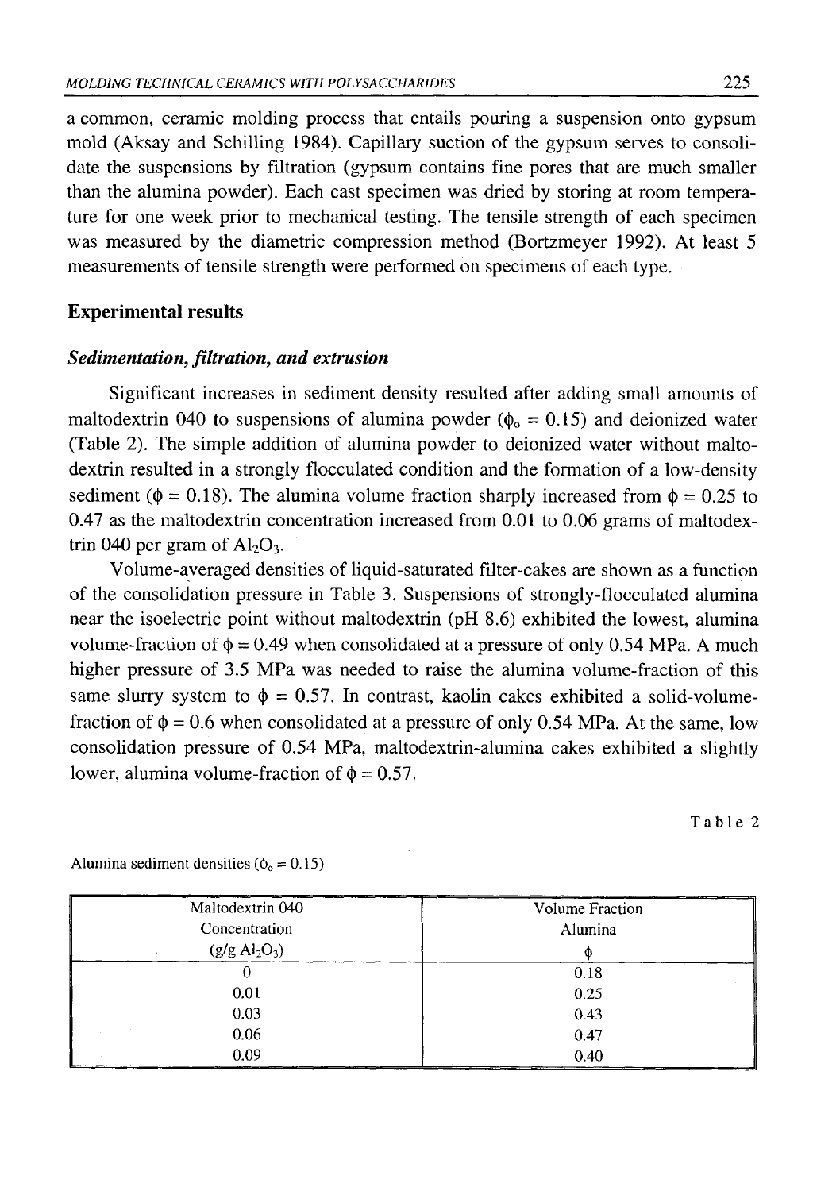a common, ceramic molding process that entails pouring a suspension onto gypsum mold (Aksay and Schilling 1984). Capillary suction of the gypsum serves to consolidate the suspensions by filtration (gypsum contains fine pores that are much smaller than the alumina powder). Each cast specimen was dried by storing at room temperature for one week prior to mechanical testing. The tensile strength of each specimen was measured by the diametric compression method (Bortzmeyer 1992). At least 5 measurements of tensile strength were performed on specimens of each type.

## Experimental results

### *Sedimentation, filtration, and extrusion*

Significant increases in sediment density resulted after adding small amounts of maltodextrin 040 to suspensions of alumina powder ($\phi_o = 0.15$) and deionized water (Table 2). The simple addition of alumina powder to deionized water without maltodextrin resulted in a strongly flocculated condition and the formation of a low-density sediment ($\phi = 0.18$). The alumina volume fraction sharply increased from $\phi = 0.25$ to 0.47 as the maltodextrin concentration increased from 0.01 to 0.06 grams of maltodextrin 040 per gram of $Al_2O_3$.

Volume-averaged densities of liquid-saturated filter-cakes are shown as a function of the consolidation pressure in Table 3. Suspensions of strongly-flocculated alumina near the isoelectric point without maltodextrin (pH 8.6) exhibited the lowest, alumina volume-fraction of $\phi = 0.49$ when consolidated at a pressure of only 0.54 MPa. A much higher pressure of 3.5 MPa was needed to raise the alumina volume-fraction of this same slurry system to $\phi = 0.57$. In contrast, kaolin cakes exhibited a solid-volume-fraction of $\phi = 0.6$ when consolidated at a pressure of only 0.54 MPa. At the same, low consolidation pressure of 0.54 MPa, maltodextrin-alumina cakes exhibited a slightly lower, alumina volume-fraction of $\phi = 0.57$.

Table 2

Alumina sediment densities ($\phi_o = 0.15$)

| Maltodextrin 040 Concentration (g/g $Al_2O_3$) | Volume Fraction Alumina $\phi$ |
|---|---|
| 0 | 0.18 |
| 0.01 | 0.25 |
| 0.03 | 0.43 |
| 0.06 | 0.47 |
| 0.09 | 0.40 |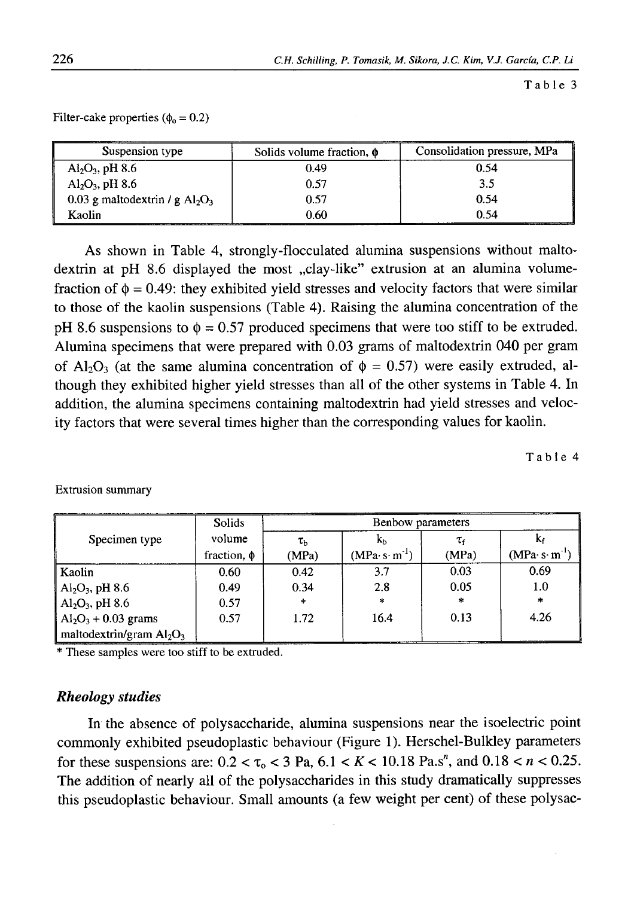Table 3

Filter-cake properties ($\phi_o = 0.2$)

| Suspension type | Solids volume fraction, $\phi$ | Consolidation pressure, MPa |
|---|---|---|
| $Al_2O_3$, pH 8.6 | 0.49 | 0.54 |
| $Al_2O_3$, pH 8.6 | 0.57 | 3.5 |
| 0.03 g maltodextrin / g $Al_2O_3$ | 0.57 | 0.54 |
| Kaolin | 0.60 | 0.54 |

As shown in Table 4, strongly-flocculated alumina suspensions without maltodextrin at pH 8.6 displayed the most „clay-like" extrusion at an alumina volume-fraction of $\phi = 0.49$: they exhibited yield stresses and velocity factors that were similar to those of the kaolin suspensions (Table 4). Raising the alumina concentration of the pH 8.6 suspensions to $\phi = 0.57$ produced specimens that were too stiff to be extruded. Alumina specimens that were prepared with 0.03 grams of maltodextrin 040 per gram of $Al_2O_3$ (at the same alumina concentration of $\phi = 0.57$) were easily extruded, although they exhibited higher yield stresses than all of the other systems in Table 4. In addition, the alumina specimens containing maltodextrin had yield stresses and velocity factors that were several times higher than the corresponding values for kaolin.

Table 4

Extrusion summary

| Specimen type | Solids volume fraction, $\phi$ | Benbow parameters | | | |
|---|---|---|---|---|---|
| | | $\tau_b$ (MPa) | $k_b$ (MPa·s·m$^{-1}$) | $\tau_f$ (MPa) | $k_f$ (MPa·s·m$^{-1}$) |
| Kaolin | 0.60 | 0.42 | 3.7 | 0.03 | 0.69 |
| $Al_2O_3$, pH 8.6 | 0.49 | 0.34 | 2.8 | 0.05 | 1.0 |
| $Al_2O_3$, pH 8.6 | 0.57 | * | * | * | * |
| $Al_2O_3$ + 0.03 grams maltodextrin/gram $Al_2O_3$ | 0.57 | 1.72 | 16.4 | 0.13 | 4.26 |

* These samples were too stiff to be extruded.

### *Rheology studies*

In the absence of polysaccharide, alumina suspensions near the isoelectric point commonly exhibited pseudoplastic behaviour (Figure 1). Herschel-Bulkley parameters for these suspensions are: $0.2 < \tau_o < 3$ Pa, $6.1 < K < 10.18$ Pa.s$^n$, and $0.18 < n < 0.25$. The addition of nearly all of the polysaccharides in this study dramatically suppresses this pseudoplastic behaviour. Small amounts (a few weight per cent) of these polysac-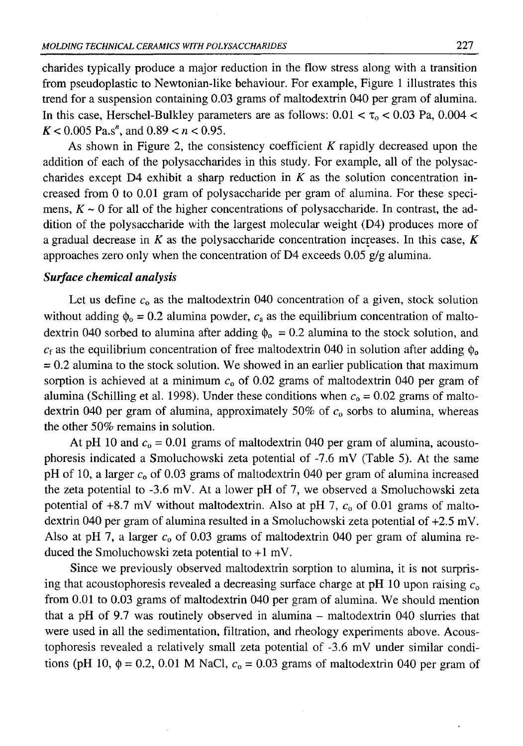charides typically produce a major reduction in the flow stress along with a transition from pseudoplastic to Newtonian-like behaviour. For example, Figure 1 illustrates this trend for a suspension containing 0.03 grams of maltodextrin 040 per gram of alumina. In this case, Herschel-Bulkley parameters are as follows: $0.01 < \tau_o < 0.03$ Pa, $0.004 < K < 0.005$ Pa.s$^n$, and $0.89 < n < 0.95$.

As shown in Figure 2, the consistency coefficient $K$ rapidly decreased upon the addition of each of the polysaccharides in this study. For example, all of the polysaccharides except D4 exhibit a sharp reduction in $K$ as the solution concentration increased from 0 to 0.01 gram of polysaccharide per gram of alumina. For these specimens, $K \sim 0$ for all of the higher concentrations of polysaccharide. In contrast, the addition of the polysaccharide with the largest molecular weight (D4) produces more of a gradual decrease in $K$ as the polysaccharide concentration increases. In this case, $K$ approaches zero only when the concentration of D4 exceeds 0.05 g/g alumina.

### *Surface chemical analysis*

Let us define $c_o$ as the maltodextrin 040 concentration of a given, stock solution without adding $\phi_o = 0.2$ alumina powder, $c_a$ as the equilibrium concentration of maltodextrin 040 sorbed to alumina after adding $\phi_o = 0.2$ alumina to the stock solution, and $c_f$ as the equilibrium concentration of free maltodextrin 040 in solution after adding $\phi_o = 0.2$ alumina to the stock solution. We showed in an earlier publication that maximum sorption is achieved at a minimum $c_o$ of 0.02 grams of maltodextrin 040 per gram of alumina (Schilling et al. 1998). Under these conditions when $c_o = 0.02$ grams of maltodextrin 040 per gram of alumina, approximately 50% of $c_o$ sorbs to alumina, whereas the other 50% remains in solution.

At pH 10 and $c_o = 0.01$ grams of maltodextrin 040 per gram of alumina, acoustophoresis indicated a Smoluchowski zeta potential of -7.6 mV (Table 5). At the same pH of 10, a larger $c_o$ of 0.03 grams of maltodextrin 040 per gram of alumina increased the zeta potential to -3.6 mV. At a lower pH of 7, we observed a Smoluchowski zeta potential of +8.7 mV without maltodextrin. Also at pH 7, $c_o$ of 0.01 grams of maltodextrin 040 per gram of alumina resulted in a Smoluchowski zeta potential of +2.5 mV. Also at pH 7, a larger $c_o$ of 0.03 grams of maltodextrin 040 per gram of alumina reduced the Smoluchowski zeta potential to +1 mV.

Since we previously observed maltodextrin sorption to alumina, it is not surprising that acoustophoresis revealed a decreasing surface charge at pH 10 upon raising $c_o$ from 0.01 to 0.03 grams of maltodextrin 040 per gram of alumina. We should mention that a pH of 9.7 was routinely observed in alumina – maltodextrin 040 slurries that were used in all the sedimentation, filtration, and rheology experiments above. Acoustophoresis revealed a relatively small zeta potential of -3.6 mV under similar conditions (pH 10, $\phi = 0.2$, 0.01 M NaCl, $c_o = 0.03$ grams of maltodextrin 040 per gram of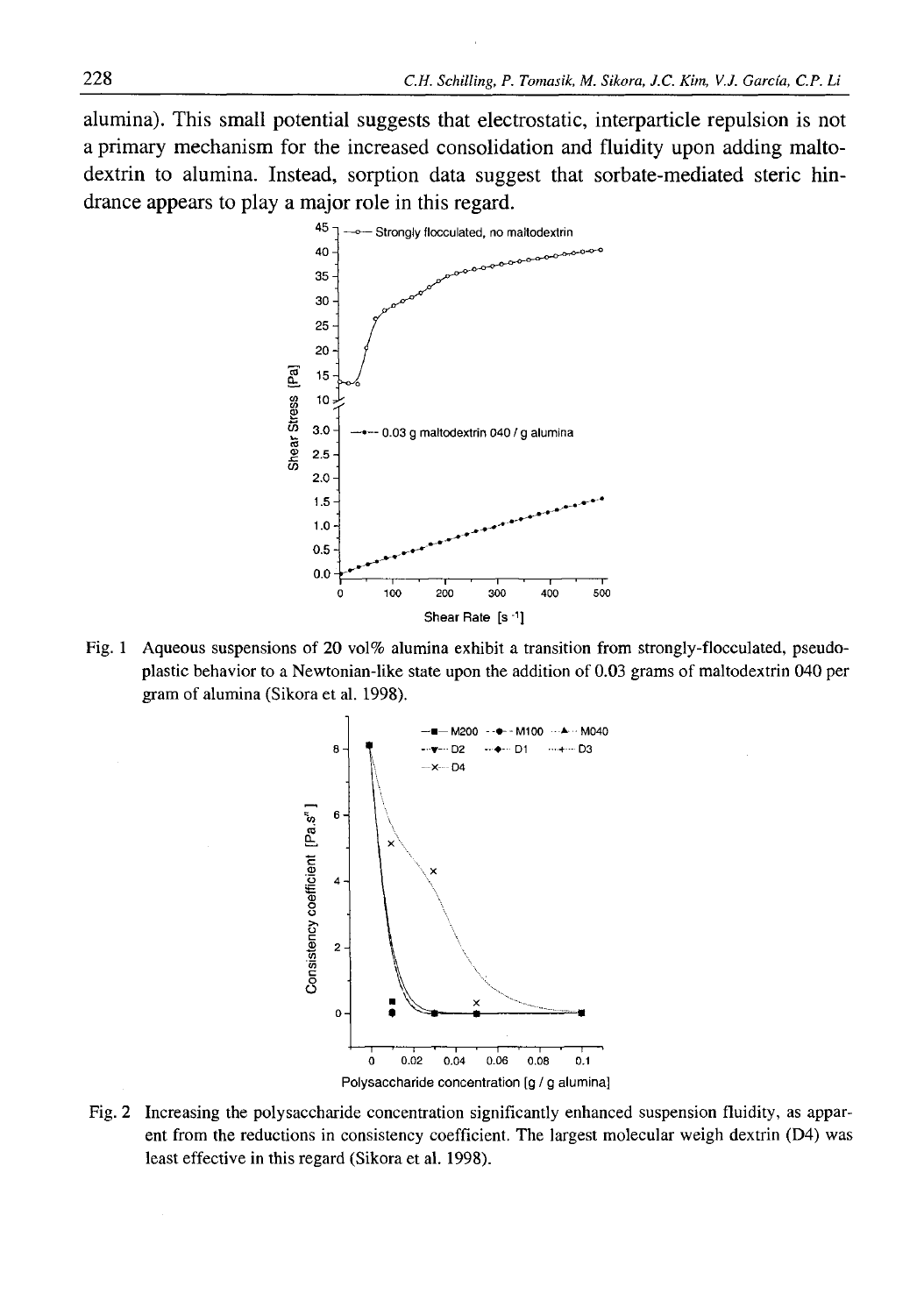alumina). This small potential suggests that electrostatic, interparticle repulsion is not a primary mechanism for the increased consolidation and fluidity upon adding maltodextrin to alumina. Instead, sorption data suggest that sorbate-mediated steric hindrance appears to play a major role in this regard.

Fig. 1 Aqueous suspensions of 20 vol% alumina exhibit a transition from strongly-flocculated, pseudoplastic behavior to a Newtonian-like state upon the addition of 0.03 grams of maltodextrin 040 per gram of alumina (Sikora et al. 1998).

Fig. 2 Increasing the polysaccharide concentration significantly enhanced suspension fluidity, as apparent from the reductions in consistency coefficient. The largest molecular weigh dextrin (D4) was least effective in this regard (Sikora et al. 1998).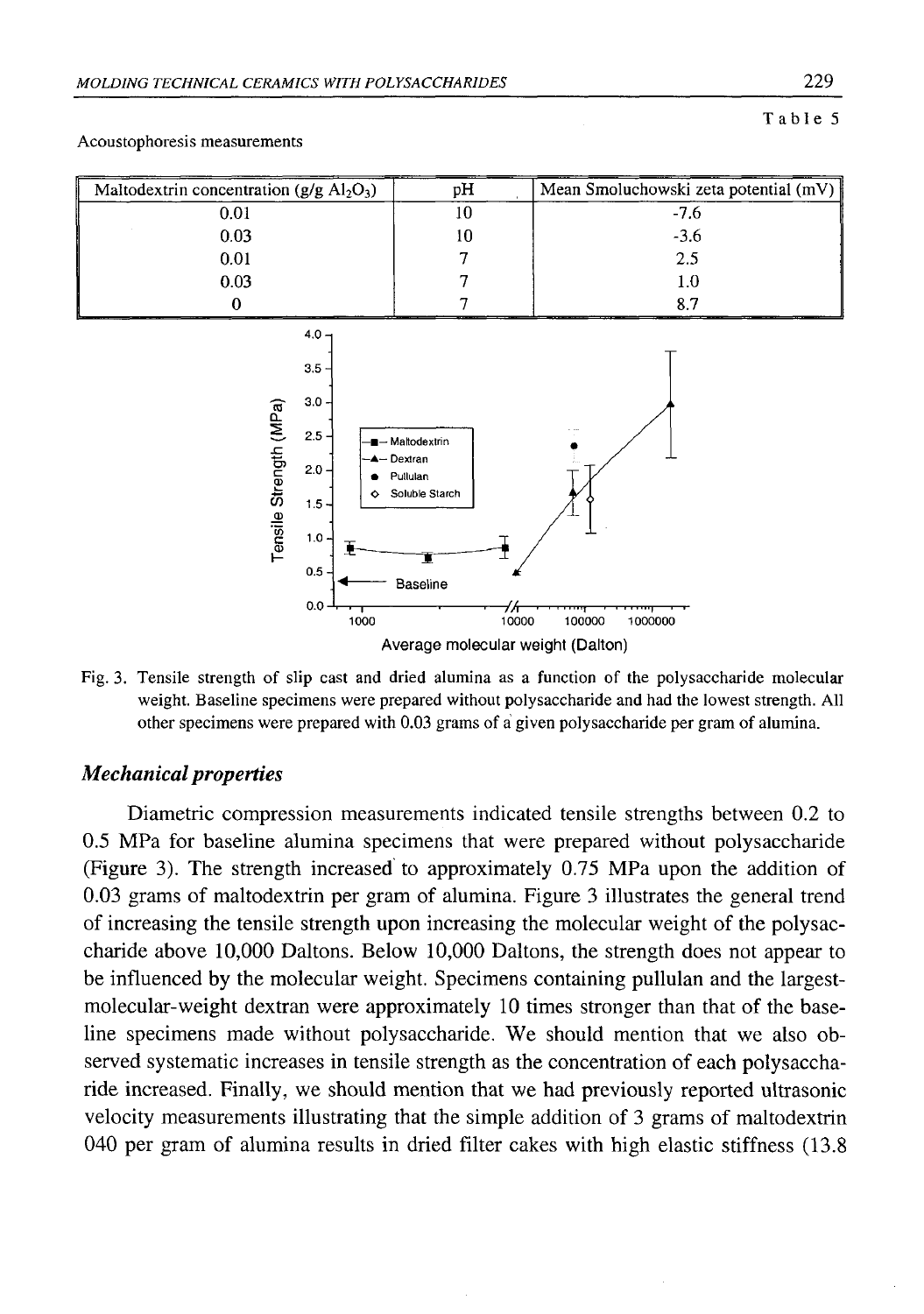Table 5

Acoustophoresis measurements

| Maltodextrin concentration (g/g $Al_2O_3$) | pH | Mean Smoluchowski zeta potential (mV) |
|---|---|---|
| 0.01 | 10 | -7.6 |
| 0.03 | 10 | -3.6 |
| 0.01 | 7 | 2.5 |
| 0.03 | 7 | 1.0 |
| 0 | 7 | 8.7 |

Fig. 3. Tensile strength of slip cast and dried alumina as a function of the polysaccharide molecular weight. Baseline specimens were prepared without polysaccharide and had the lowest strength. All other specimens were prepared with 0.03 grams of a given polysaccharide per gram of alumina.

### *Mechanical properties*

Diametric compression measurements indicated tensile strengths between 0.2 to 0.5 MPa for baseline alumina specimens that were prepared without polysaccharide (Figure 3). The strength increased to approximately 0.75 MPa upon the addition of 0.03 grams of maltodextrin per gram of alumina. Figure 3 illustrates the general trend of increasing the tensile strength upon increasing the molecular weight of the polysaccharide above 10,000 Daltons. Below 10,000 Daltons, the strength does not appear to be influenced by the molecular weight. Specimens containing pullulan and the largest-molecular-weight dextran were approximately 10 times stronger than that of the baseline specimens made without polysaccharide. We should mention that we also observed systematic increases in tensile strength as the concentration of each polysaccharide increased. Finally, we should mention that we had previously reported ultrasonic velocity measurements illustrating that the simple addition of 3 grams of maltodextrin 040 per gram of alumina results in dried filter cakes with high elastic stiffness (13.8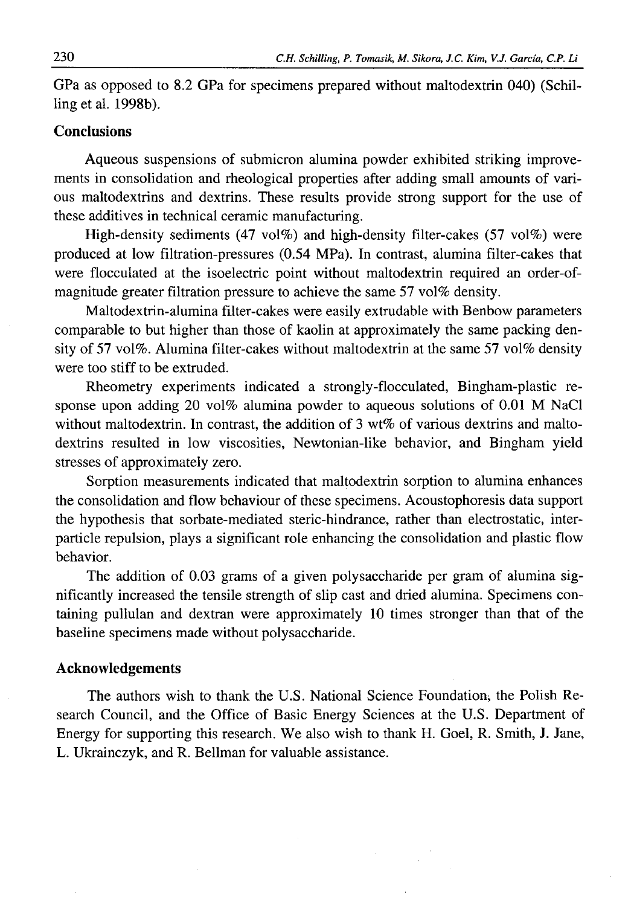GPa as opposed to 8.2 GPa for specimens prepared without maltodextrin 040) (Schilling et al. 1998b).

## Conclusions

Aqueous suspensions of submicron alumina powder exhibited striking improvements in consolidation and rheological properties after adding small amounts of various maltodextrins and dextrins. These results provide strong support for the use of these additives in technical ceramic manufacturing.

High-density sediments (47 vol%) and high-density filter-cakes (57 vol%) were produced at low filtration-pressures (0.54 MPa). In contrast, alumina filter-cakes that were flocculated at the isoelectric point without maltodextrin required an order-of-magnitude greater filtration pressure to achieve the same 57 vol% density.

Maltodextrin-alumina filter-cakes were easily extrudable with Benbow parameters comparable to but higher than those of kaolin at approximately the same packing density of 57 vol%. Alumina filter-cakes without maltodextrin at the same 57 vol% density were too stiff to be extruded.

Rheometry experiments indicated a strongly-flocculated, Bingham-plastic response upon adding 20 vol% alumina powder to aqueous solutions of 0.01 M NaCl without maltodextrin. In contrast, the addition of 3 wt% of various dextrins and maltodextrins resulted in low viscosities, Newtonian-like behavior, and Bingham yield stresses of approximately zero.

Sorption measurements indicated that maltodextrin sorption to alumina enhances the consolidation and flow behaviour of these specimens. Acoustophoresis data support the hypothesis that sorbate-mediated steric-hindrance, rather than electrostatic, interparticle repulsion, plays a significant role enhancing the consolidation and plastic flow behavior.

The addition of 0.03 grams of a given polysaccharide per gram of alumina significantly increased the tensile strength of slip cast and dried alumina. Specimens containing pullulan and dextran were approximately 10 times stronger than that of the baseline specimens made without polysaccharide.

## Acknowledgements

The authors wish to thank the U.S. National Science Foundation, the Polish Research Council, and the Office of Basic Energy Sciences at the U.S. Department of Energy for supporting this research. We also wish to thank H. Goel, R. Smith, J. Jane, L. Ukrainczyk, and R. Bellman for valuable assistance.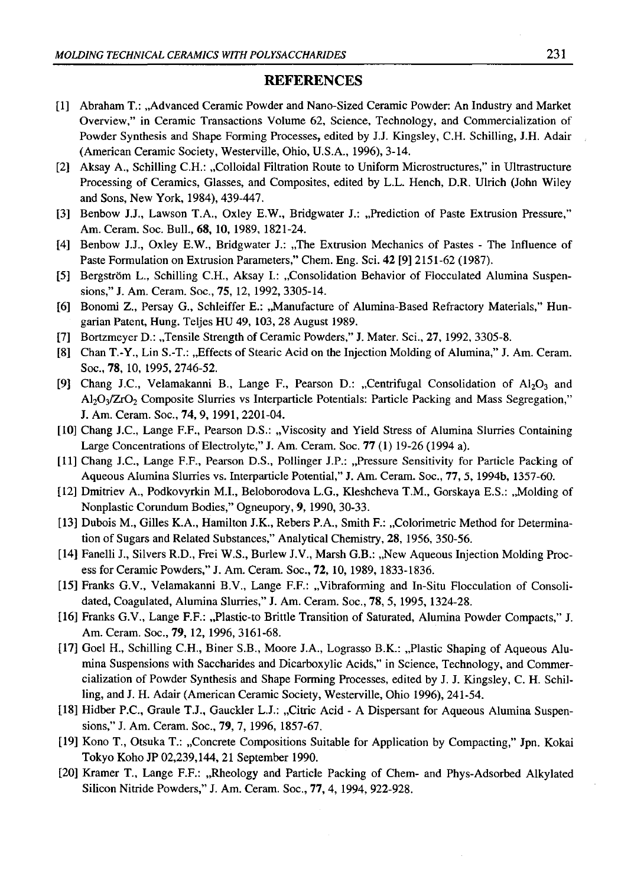## REFERENCES

[1] Abraham T.: „Advanced Ceramic Powder and Nano-Sized Ceramic Powder: An Industry and Market Overview," in Ceramic Transactions Volume 62, Science, Technology, and Commercialization of Powder Synthesis and Shape Forming Processes, edited by J.J. Kingsley, C.H. Schilling, J.H. Adair (American Ceramic Society, Westerville, Ohio, U.S.A., 1996), 3-14.

[2] Aksay A., Schilling C.H.: „Colloidal Filtration Route to Uniform Microstructures," in Ultrastructure Processing of Ceramics, Glasses, and Composites, edited by L.L. Hench, D.R. Ulrich (John Wiley and Sons, New York, 1984), 439-447.

[3] Benbow J.J., Lawson T.A., Oxley E.W., Bridgwater J.: „Prediction of Paste Extrusion Pressure," Am. Ceram. Soc. Bull., **68**, **10**, 1989, 1821-24.

[4] Benbow J.J., Oxley E.W., Bridgwater J.: „The Extrusion Mechanics of Pastes - The Influence of Paste Formulation on Extrusion Parameters," Chem. Eng. Sci. **42** [9] 2151-62 (1987).

[5] Bergström L., Schilling C.H., Aksay I.: „Consolidation Behavior of Flocculated Alumina Suspensions," J. Am. Ceram. Soc., **75**, 12, 1992, 3305-14.

[6] Bonomi Z., Persay G., Schleiffer E.: „Manufacture of Alumina-Based Refractory Materials," Hungarian Patent, Hung. Teljes HU 49, 103, 28 August 1989.

[7] Bortzmeyer D.: „Tensile Strength of Ceramic Powders," J. Mater. Sci., **27**, 1992, 3305-8.

[8] Chan T.-Y., Lin S.-T.: „Effects of Stearic Acid on the Injection Molding of Alumina," J. Am. Ceram. Soc., **78**, 10, 1995, 2746-52.

[9] Chang J.C., Velamakanni B., Lange F., Pearson D.: „Centrifugal Consolidation of $Al_2O_3$ and $Al_2O_3/ZrO_2$ Composite Slurries vs Interparticle Potentials: Particle Packing and Mass Segregation," J. Am. Ceram. Soc., **74**, 9, 1991, 2201-04.

[10] Chang J.C., Lange F.F., Pearson D.S.: „Viscosity and Yield Stress of Alumina Slurries Containing Large Concentrations of Electrolyte," J. Am. Ceram. Soc. **77** (**1**) 19-26 (1994 a).

[11] Chang J.C., Lange F.F., Pearson D.S., Pollinger J.P.: „Pressure Sensitivity for Particle Packing of Aqueous Alumina Slurries vs. Interparticle Potential," J. Am. Ceram. Soc., **77**, 5, 1994b, 1357-60.

[12] Dmitriev A., Podkovyrkin M.I., Beloborodova L.G., Kleshcheva T.M., Gorskaya E.S.: „Molding of Nonplastic Corundum Bodies," Ogneupory, **9**, 1990, 30-33.

[13] Dubois M., Gilles K.A., Hamilton J.K., Rebers P.A., Smith F.: „Colorimetric Method for Determination of Sugars and Related Substances," Analytical Chemistry, **28**, 1956, 350-56.

[14] Fanelli J., Silvers R.D., Frei W.S., Burlew J.V., Marsh G.B.: „New Aqueous Injection Molding Process for Ceramic Powders," J. Am. Ceram. Soc., **72**, 10, 1989, 1833-1836.

[15] Franks G.V., Velamakanni B.V., Lange F.F.: „Vibraforming and In-Situ Flocculation of Consolidated, Coagulated, Alumina Slurries," J. Am. Ceram. Soc., **78**, 5, 1995, 1324-28.

[16] Franks G.V., Lange F.F.: „Plastic-to Brittle Transition of Saturated, Alumina Powder Compacts," J. Am. Ceram. Soc., **79**, 12, 1996, 3161-68.

[17] Goel H., Schilling C.H., Biner S.B., Moore J.A., Lograsso B.K.: „Plastic Shaping of Aqueous Alumina Suspensions with Saccharides and Dicarboxylic Acids," in Science, Technology, and Commercialization of Powder Synthesis and Shape Forming Processes, edited by J. J. Kingsley, C. H. Schilling, and J. H. Adair (American Ceramic Society, Westerville, Ohio 1996), 241-54.

[18] Hidber P.C., Graule T.J., Gauckler L.J.: „Citric Acid - A Dispersant for Aqueous Alumina Suspensions," J. Am. Ceram. Soc., **79**, 7, 1996, 1857-67.

[19] Kono T., Otsuka T.: „Concrete Compositions Suitable for Application by Compacting," Jpn. Kokai Tokyo Koho JP 02,239,144, 21 September 1990.

[20] Kramer T., Lange F.F.: „Rheology and Particle Packing of Chem- and Phys-Adsorbed Alkylated Silicon Nitride Powders," J. Am. Ceram. Soc., **77**, 4, 1994, 922-928.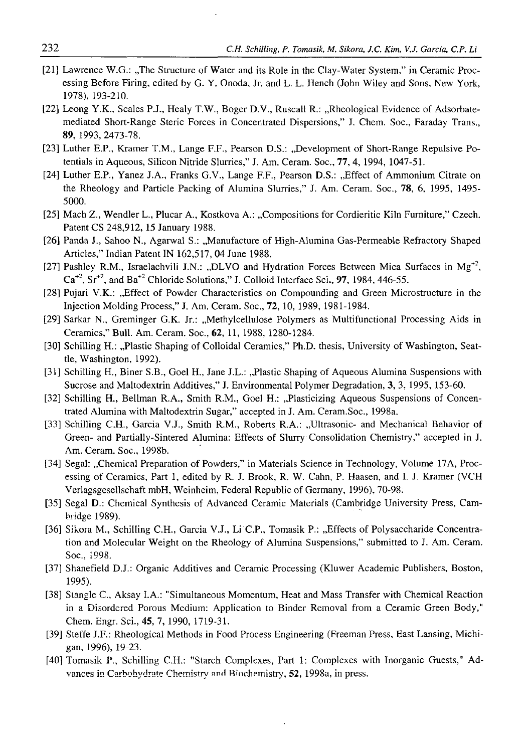[21] Lawrence W.G.: „The Structure of Water and its Role in the Clay-Water System," in Ceramic Processing Before Firing, edited by G. Y. Onoda, Jr. and L. L. Hench (John Wiley and Sons, New York, 1978), 193-210.

[22] Leong Y.K., Scales P.J., Healy T.W., Boger D.V., Ruscall R.: „Rheological Evidence of Adsorbate-mediated Short-Range Steric Forces in Concentrated Dispersions," J. Chem. Soc., Faraday Trans., **89**, 1993, 2473-78.

[23] Luther E.P., Kramer T.M., Lange F.F., Pearson D.S.: „Development of Short-Range Repulsive Potentials in Aqueous, Silicon Nitride Slurries," J. Am. Ceram. Soc., **77**, 4, 1994, 1047-51.

[24] Luther E.P., Yanez J.A., Franks G.V., Lange F.F., Pearson D.S.: „Effect of Ammonium Citrate on the Rheology and Particle Packing of Alumina Slurries," J. Am. Ceram. Soc., **78**, 6, 1995, 1495-5000.

[25] Mach Z., Wendler L., Plucar A., Kostkova A.: „Compositions for Cordieritic Kiln Furniture," Czech. Patent CS 248,912, 15 January 1988.

[26] Panda J., Sahoo N., Agarwal S.: „Manufacture of High-Alumina Gas-Permeable Refractory Shaped Articles," Indian Patent IN 162,517, 04 June 1988.

[27] Pashley R.M., Israelachvili J.N.: „DLVO and Hydration Forces Between Mica Surfaces in $Mg^{+2}$, $Ca^{+2}$, $Sr^{+2}$, and $Ba^{+2}$ Chloride Solutions," J. Colloid Interface Sci., **97**, 1984, 446-55.

[28] Pujari V.K.: „Effect of Powder Characteristics on Compounding and Green Microstructure in the Injection Molding Process," J. Am. Ceram. Soc., **72**, 10, 1989, 1981-1984.

[29] Sarkar N., Greminger G.K. Jr.: „Methylcellulose Polymers as Multifunctional Processing Aids in Ceramics," Bull. Am. Ceram. Soc., **62**, 11, 1988, 1280-1284.

[30] Schilling H.: „Plastic Shaping of Colloidal Ceramics," Ph.D. thesis, University of Washington, Seattle, Washington, 1992).

[31] Schilling H., Biner S.B., Goel H., Jane J.L.: „Plastic Shaping of Aqueous Alumina Suspensions with Sucrose and Maltodextrin Additives," J. Environmental Polymer Degradation, **3**, 3, 1995, 153-60.

[32] Schilling H., Bellman R.A., Smith R.M., Goel H.: „Plasticizing Aqueous Suspensions of Concentrated Alumina with Maltodextrin Sugar," accepted in J. Am. Ceram.Soc., 1998a.

[33] Schilling C.H., Garcia V.J., Smith R.M., Roberts R.A.: „Ultrasonic- and Mechanical Behavior of Green- and Partially-Sintered Alumina: Effects of Slurry Consolidation Chemistry," accepted in J. Am. Ceram. Soc., 1998b.

[34] Segal: „Chemical Preparation of Powders," in Materials Science in Technology, Volume 17A, Processing of Ceramics, Part 1, edited by R. J. Brook, R. W. Cahn, P. Haasen, and I. J. Kramer (VCH Verlagsgesellschaft mbH, Weinheim, Federal Republic of Germany, 1996), 70-98.

[35] Segal D.: Chemical Synthesis of Advanced Ceramic Materials (Cambridge University Press, Cambridge 1989).

[36] Sikora M., Schilling C.H., Garcia V.J., Li C.P., Tomasik P.: „Effects of Polysaccharide Concentration and Molecular Weight on the Rheology of Alumina Suspensions," submitted to J. Am. Ceram. Soc., 1998.

[37] Shanefield D.J.: Organic Additives and Ceramic Processing (Kluwer Academic Publishers, Boston, 1995).

[38] Stangle C., Aksay I.A.: "Simultaneous Momentum, Heat and Mass Transfer with Chemical Reaction in a Disordered Porous Medium: Application to Binder Removal from a Ceramic Green Body," Chem. Engr. Sci., **45**, 7, 1990, 1719-31.

[39] Steffe J.F.: Rheological Methods in Food Process Engineering (Freeman Press, East Lansing, Michigan, 1996), 19-23.

[40] Tomasik P., Schilling C.H.: "Starch Complexes, Part 1: Complexes with Inorganic Guests," Advances in Carbohydrate Chemistry and Biochemistry, **52**, 1998a, in press.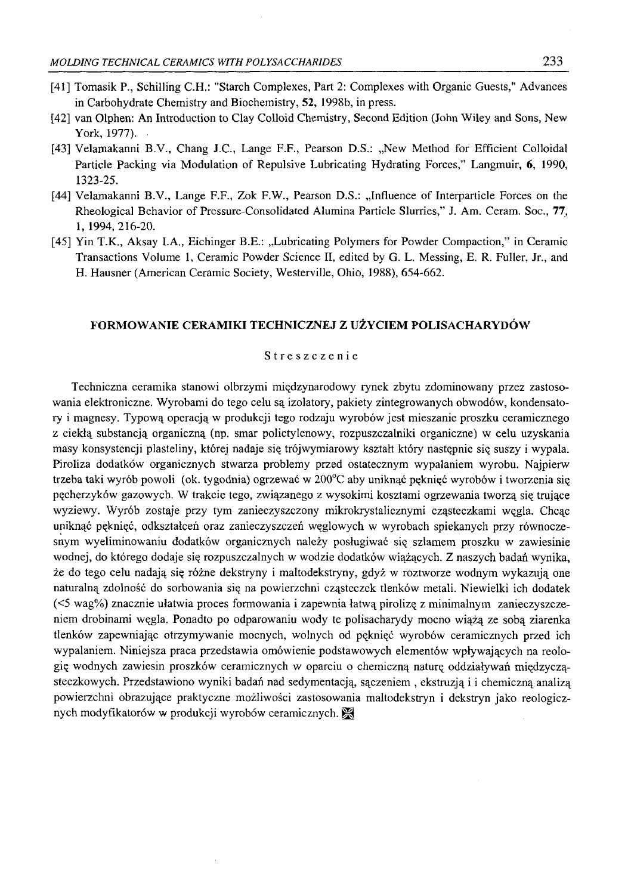[41] Tomasik P., Schilling C.H.: "Starch Complexes, Part 2: Complexes with Organic Guests," Advances in Carbohydrate Chemistry and Biochemistry, **52**, 1998b, in press.

[42] van Olphen: An Introduction to Clay Colloid Chemistry, Second Edition (John Wiley and Sons, New York, 1977).

[43] Velamakanni B.V., Chang J.C., Lange F.F., Pearson D.S.: „New Method for Efficient Colloidal Particle Packing via Modulation of Repulsive Lubricating Hydrating Forces," Langmuir, **6**, 1990, 1323-25.

[44] Velamakanni B.V., Lange F.F., Zok F.W., Pearson D.S.: „Influence of Interparticle Forces on the Rheological Behavior of Pressure-Consolidated Alumina Particle Slurries," J. Am. Ceram. Soc., **77**, 1, 1994, 216-20.

[45] Yin T.K., Aksay I.A., Eichinger B.E.: „Lubricating Polymers for Powder Compaction," in Ceramic Transactions Volume 1, Ceramic Powder Science II, edited by G. L. Messing, E. R. Fuller, Jr., and H. Hausner (American Ceramic Society, Westerville, Ohio, 1988), 654-662.

## FORMOWANIE CERAMIKI TECHNICZNEJ Z UŻYCIEM POLISACHARYDÓW

### Streszczenie

Techniczna ceramika stanowi olbrzymi międzynarodowy rynek zbytu zdominowany przez zastosowania elektroniczne. Wyrobami do tego celu są izolatory, pakiety zintegrowanych obwodów, kondensatory i magnesy. Typową operacją w produkcji tego rodzaju wyrobów jest mieszanie proszku ceramicznego z ciekłą substancją organiczną (np. smar polietylenowy, rozpuszczalniki organiczne) w celu uzyskania masy konsystencji plasteliny, której nadaje się trójwymiarowy kształt który następnie się suszy i wypala. Piroliza dodatków organicznych stwarza problemy przed ostatecznym wypalaniem wyrobu. Najpierw trzeba taki wyrób powoli (ok. tygodnia) ogrzewać w 200°C aby uniknąć pęknięć wyrobów i tworzenia się pęcherzyków gazowych. W trakcie tego, związanego z wysokimi kosztami ogrzewania tworzą się trujące wyziewy. Wyrób zostaje przy tym zanieczyszczony mikrokrystalicznymi cząsteczkami węgla. Chcąc uniknąć pęknięć, odkształceń oraz zanieczyszczeń węglowych w wyrobach spiekanych przy równoczesnym wyeliminowaniu dodatków organicznych należy posługiwać się szlamem proszku w zawiesinie wodnej, do którego dodaje się rozpuszczalnych w wodzie dodatków wiążących. Z naszych badań wynika, że do tego celu nadają się różne dekstryny i maltodekstryny, gdyż w roztworze wodnym wykazują one naturalną zdolność do sorbowania się na powierzchni cząsteczek tlenków metali. Niewielki ich dodatek (<5 wag%) znacznie ułatwia proces formowania i zapewnia łatwą pirolizę z minimalnym zanieczyszczeniem drobinami węgla. Ponadto po odparowaniu wody te polisacharydy mocno wiążą ze sobą ziarenka tlenków zapewniając otrzymywanie mocnych, wolnych od pęknięć wyrobów ceramicznych przed ich wypalaniem. Niniejsza praca przedstawia omówienie podstawowych elementów wpływających na reologię wodnych zawiesin proszków ceramicznych w oparciu o chemiczną naturę oddziaływań międzycząsteczkowych. Przedstawiono wyniki badań nad sedymentacją, sączeniem , ekstruzją i i chemiczną analizą powierzchni obrazujące praktyczne możliwości zastosowania maltodekstryn i dekstryn jako reologicznych modyfikatorów w produkcji wyrobów ceramicznych.